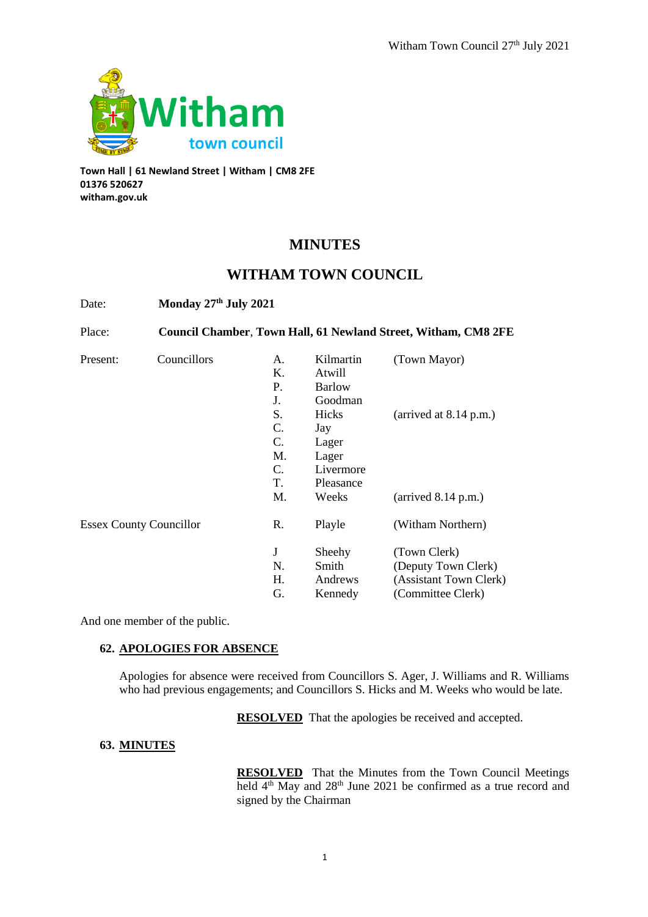Town Hall | 61 Newland Street | Witham | CM8 2FE
01376 520627
witham.gov.uk

# MINUTES

# WITHAM TOWN COUNCIL

Date: **Monday 27th July 2021**

Place: **Council Chamber, Town Hall, 61 Newland Street, Witham, CM8 2FE**

| Present: | Councillors | A. | Kilmartin | (Town Mayor) |
|---|---|---|---|---|
| | | K. | Atwill | |
| | | P. | Barlow | |
| | | J. | Goodman | |
| | | S. | Hicks | (arrived at 8.14 p.m.) |
| | | C. | Jay | |
| | | C. | Lager | |
| | | M. | Lager | |
| | | C. | Livermore | |
| | | T. | Pleasance | |
| | | M. | Weeks | (arrived 8.14 p.m.) |
| Essex County Councillor | | R. | Playle | (Witham Northern) |
| | | J | Sheehy | (Town Clerk) |
| | | N. | Smith | (Deputy Town Clerk) |
| | | H. | Andrews | (Assistant Town Clerk) |
| | | G. | Kennedy | (Committee Clerk) |

And one member of the public.

## 62. APOLOGIES FOR ABSENCE

Apologies for absence were received from Councillors S. Ager, J. Williams and R. Williams who had previous engagements; and Councillors S. Hicks and M. Weeks who would be late.

**RESOLVED** That the apologies be received and accepted.

## 63. MINUTES

**RESOLVED** That the Minutes from the Town Council Meetings held 4th May and 28th June 2021 be confirmed as a true record and signed by the Chairman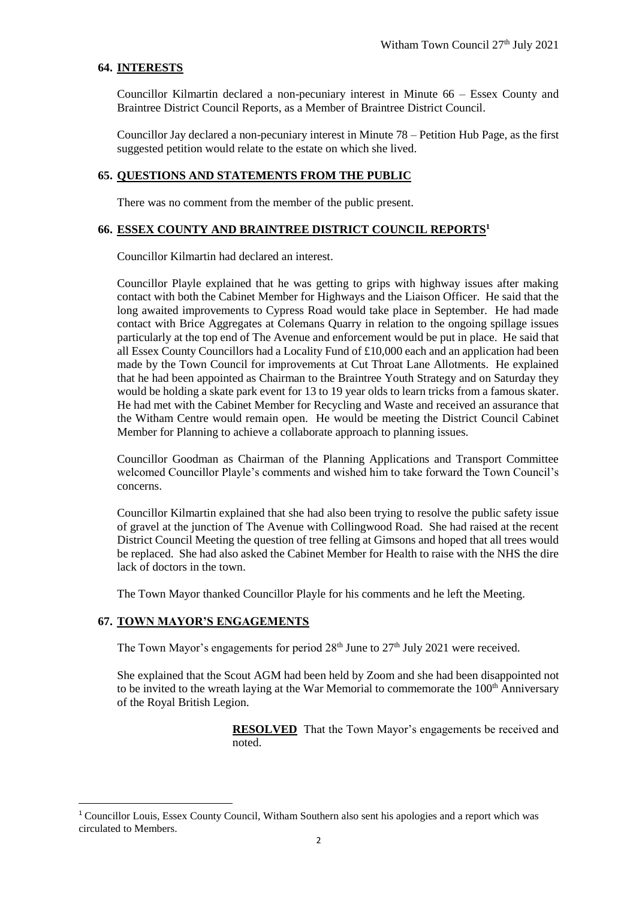## 64. INTERESTS

Councillor Kilmartin declared a non-pecuniary interest in Minute 66 – Essex County and Braintree District Council Reports, as a Member of Braintree District Council.

Councillor Jay declared a non-pecuniary interest in Minute 78 – Petition Hub Page, as the first suggested petition would relate to the estate on which she lived.

## 65. QUESTIONS AND STATEMENTS FROM THE PUBLIC

There was no comment from the member of the public present.

## 66. ESSEX COUNTY AND BRAINTREE DISTRICT COUNCIL REPORTS[1]

Councillor Kilmartin had declared an interest.

Councillor Playle explained that he was getting to grips with highway issues after making contact with both the Cabinet Member for Highways and the Liaison Officer. He said that the long awaited improvements to Cypress Road would take place in September. He had made contact with Brice Aggregates at Colemans Quarry in relation to the ongoing spillage issues particularly at the top end of The Avenue and enforcement would be put in place. He said that all Essex County Councillors had a Locality Fund of £10,000 each and an application had been made by the Town Council for improvements at Cut Throat Lane Allotments. He explained that he had been appointed as Chairman to the Braintree Youth Strategy and on Saturday they would be holding a skate park event for 13 to 19 year olds to learn tricks from a famous skater. He had met with the Cabinet Member for Recycling and Waste and received an assurance that the Witham Centre would remain open. He would be meeting the District Council Cabinet Member for Planning to achieve a collaborate approach to planning issues.

Councillor Goodman as Chairman of the Planning Applications and Transport Committee welcomed Councillor Playle's comments and wished him to take forward the Town Council's concerns.

Councillor Kilmartin explained that she had also been trying to resolve the public safety issue of gravel at the junction of The Avenue with Collingwood Road. She had raised at the recent District Council Meeting the question of tree felling at Gimsons and hoped that all trees would be replaced. She had also asked the Cabinet Member for Health to raise with the NHS the dire lack of doctors in the town.

The Town Mayor thanked Councillor Playle for his comments and he left the Meeting.

## 67. TOWN MAYOR'S ENGAGEMENTS

The Town Mayor's engagements for period 28th June to 27th July 2021 were received.

She explained that the Scout AGM had been held by Zoom and she had been disappointed not to be invited to the wreath laying at the War Memorial to commemorate the 100th Anniversary of the Royal British Legion.

> **RESOLVED** That the Town Mayor's engagements be received and noted.

---

[1] Councillor Louis, Essex County Council, Witham Southern also sent his apologies and a report which was circulated to Members.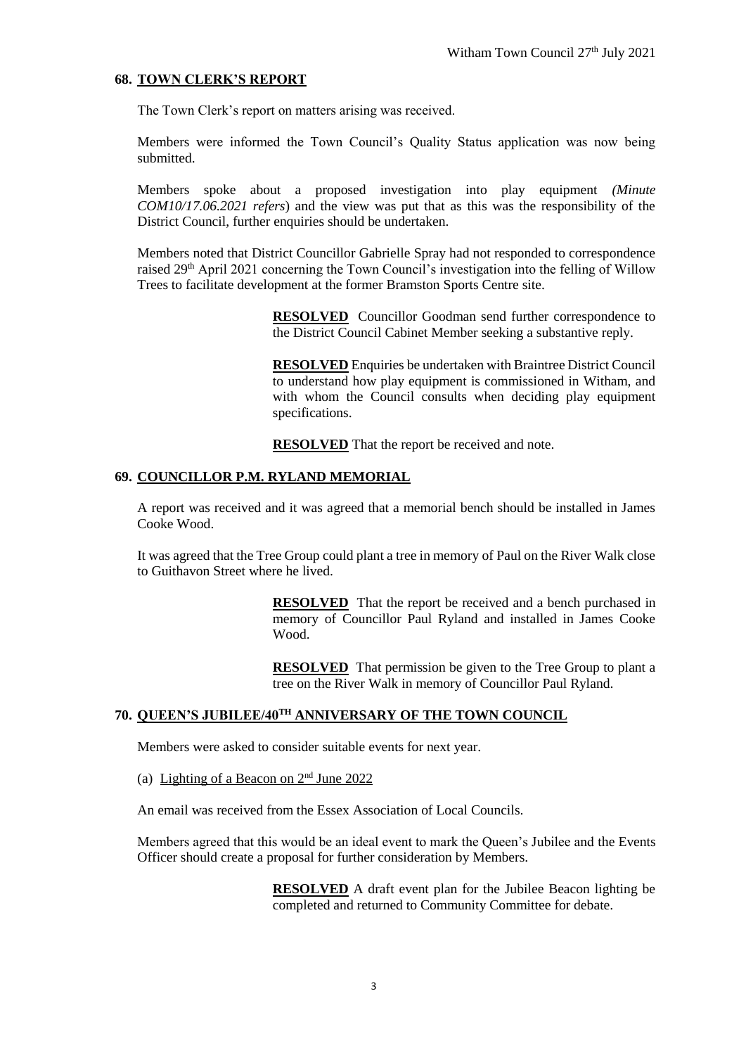## 68. TOWN CLERK'S REPORT

The Town Clerk's report on matters arising was received.

Members were informed the Town Council's Quality Status application was now being submitted.

Members spoke about a proposed investigation into play equipment *(Minute COM10/17.06.2021 refers*) and the view was put that as this was the responsibility of the District Council, further enquiries should be undertaken.

Members noted that District Councillor Gabrielle Spray had not responded to correspondence raised 29th April 2021 concerning the Town Council's investigation into the felling of Willow Trees to facilitate development at the former Bramston Sports Centre site.

> **RESOLVED** Councillor Goodman send further correspondence to the District Council Cabinet Member seeking a substantive reply.

> **RESOLVED** Enquiries be undertaken with Braintree District Council to understand how play equipment is commissioned in Witham, and with whom the Council consults when deciding play equipment specifications.

> **RESOLVED** That the report be received and note.

## 69. COUNCILLOR P.M. RYLAND MEMORIAL

A report was received and it was agreed that a memorial bench should be installed in James Cooke Wood.

It was agreed that the Tree Group could plant a tree in memory of Paul on the River Walk close to Guithavon Street where he lived.

> **RESOLVED** That the report be received and a bench purchased in memory of Councillor Paul Ryland and installed in James Cooke Wood.

> **RESOLVED** That permission be given to the Tree Group to plant a tree on the River Walk in memory of Councillor Paul Ryland.

## 70. QUEEN'S JUBILEE/40TH ANNIVERSARY OF THE TOWN COUNCIL

Members were asked to consider suitable events for next year.

(a) Lighting of a Beacon on 2nd June 2022

An email was received from the Essex Association of Local Councils.

Members agreed that this would be an ideal event to mark the Queen's Jubilee and the Events Officer should create a proposal for further consideration by Members.

> **RESOLVED** A draft event plan for the Jubilee Beacon lighting be completed and returned to Community Committee for debate.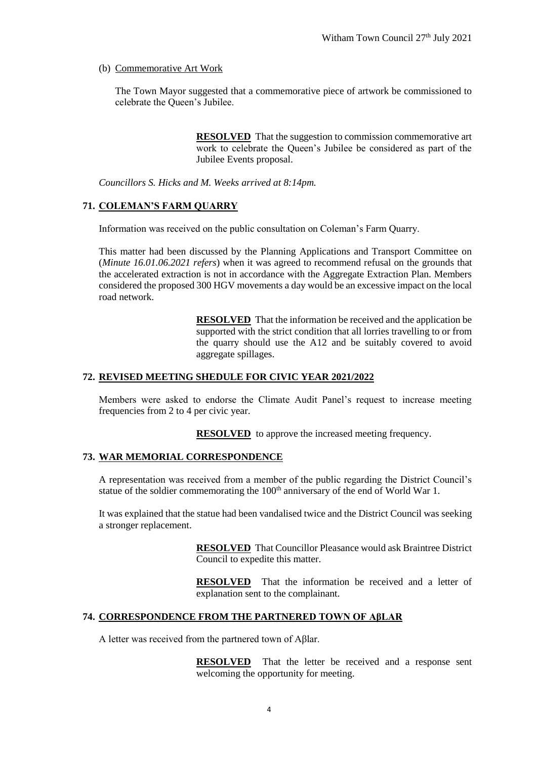(b) Commemorative Art Work

The Town Mayor suggested that a commemorative piece of artwork be commissioned to celebrate the Queen's Jubilee.

> **RESOLVED** That the suggestion to commission commemorative art work to celebrate the Queen's Jubilee be considered as part of the Jubilee Events proposal.

*Councillors S. Hicks and M. Weeks arrived at 8:14pm.*

## 71. COLEMAN'S FARM QUARRY

Information was received on the public consultation on Coleman's Farm Quarry.

This matter had been discussed by the Planning Applications and Transport Committee on (*Minute 16.01.06.2021 refers*) when it was agreed to recommend refusal on the grounds that the accelerated extraction is not in accordance with the Aggregate Extraction Plan. Members considered the proposed 300 HGV movements a day would be an excessive impact on the local road network.

> **RESOLVED** That the information be received and the application be supported with the strict condition that all lorries travelling to or from the quarry should use the A12 and be suitably covered to avoid aggregate spillages.

## 72. REVISED MEETING SHEDULE FOR CIVIC YEAR 2021/2022

Members were asked to endorse the Climate Audit Panel's request to increase meeting frequencies from 2 to 4 per civic year.

> **RESOLVED** to approve the increased meeting frequency.

## 73. WAR MEMORIAL CORRESPONDENCE

A representation was received from a member of the public regarding the District Council's statue of the soldier commemorating the 100th anniversary of the end of World War 1.

It was explained that the statue had been vandalised twice and the District Council was seeking a stronger replacement.

> **RESOLVED** That Councillor Pleasance would ask Braintree District Council to expedite this matter.

> **RESOLVED** That the information be received and a letter of explanation sent to the complainant.

## 74. CORRESPONDENCE FROM THE PARTNERED TOWN OF AβLAR

A letter was received from the partnered town of Aβlar.

> **RESOLVED** That the letter be received and a response sent welcoming the opportunity for meeting.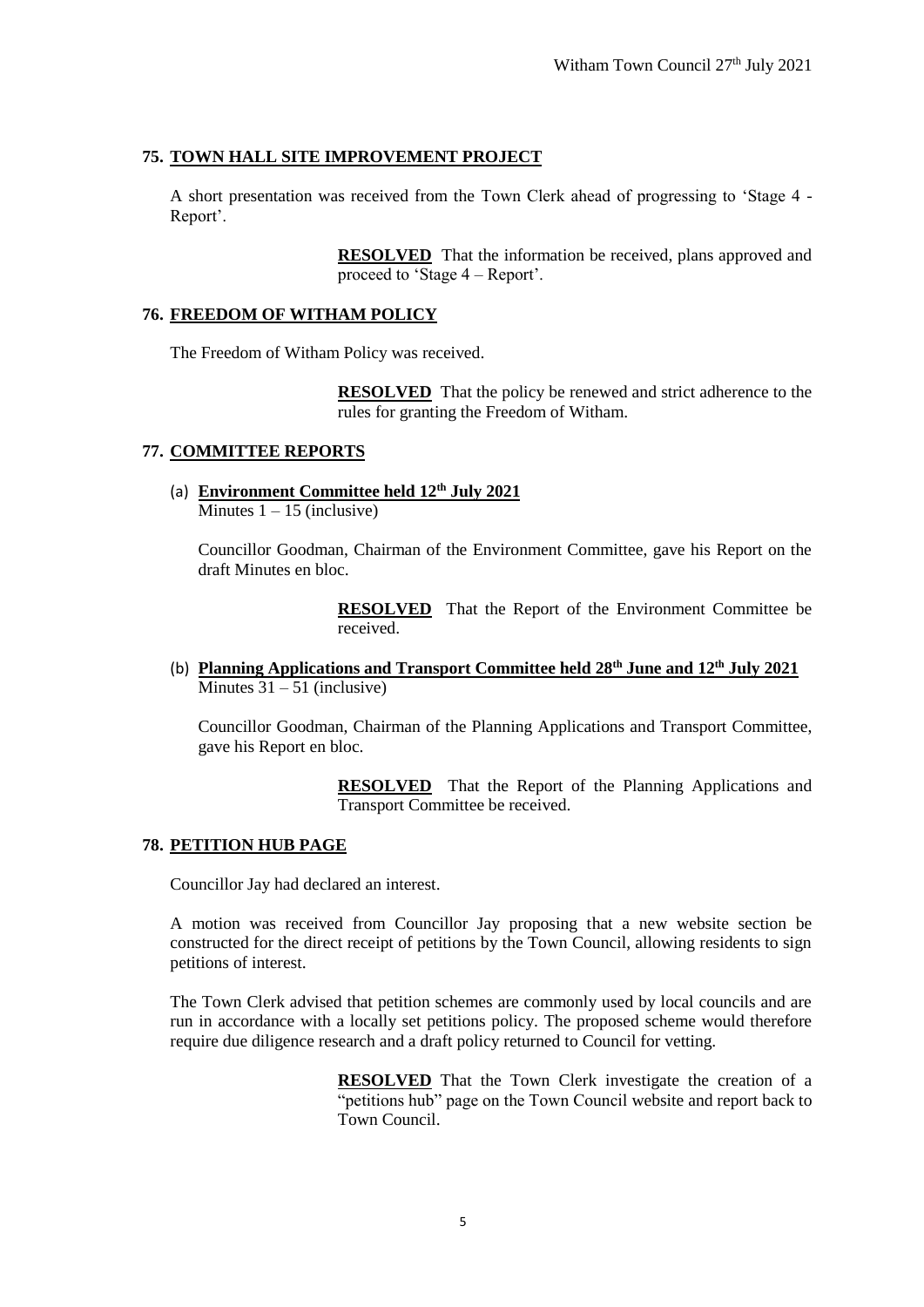## 75. TOWN HALL SITE IMPROVEMENT PROJECT

A short presentation was received from the Town Clerk ahead of progressing to 'Stage 4 - Report'.

> **RESOLVED** That the information be received, plans approved and proceed to 'Stage 4 – Report'.

## 76. FREEDOM OF WITHAM POLICY

The Freedom of Witham Policy was received.

> **RESOLVED** That the policy be renewed and strict adherence to the rules for granting the Freedom of Witham.

## 77. COMMITTEE REPORTS

(a) **Environment Committee held 12th July 2021**
Minutes 1 – 15 (inclusive)

Councillor Goodman, Chairman of the Environment Committee, gave his Report on the draft Minutes en bloc.

> **RESOLVED** That the Report of the Environment Committee be received.

(b) **Planning Applications and Transport Committee held 28th June and 12th July 2021**
Minutes 31 – 51 (inclusive)

Councillor Goodman, Chairman of the Planning Applications and Transport Committee, gave his Report en bloc.

> **RESOLVED** That the Report of the Planning Applications and Transport Committee be received.

## 78. PETITION HUB PAGE

Councillor Jay had declared an interest.

A motion was received from Councillor Jay proposing that a new website section be constructed for the direct receipt of petitions by the Town Council, allowing residents to sign petitions of interest.

The Town Clerk advised that petition schemes are commonly used by local councils and are run in accordance with a locally set petitions policy. The proposed scheme would therefore require due diligence research and a draft policy returned to Council for vetting.

> **RESOLVED** That the Town Clerk investigate the creation of a "petitions hub" page on the Town Council website and report back to Town Council.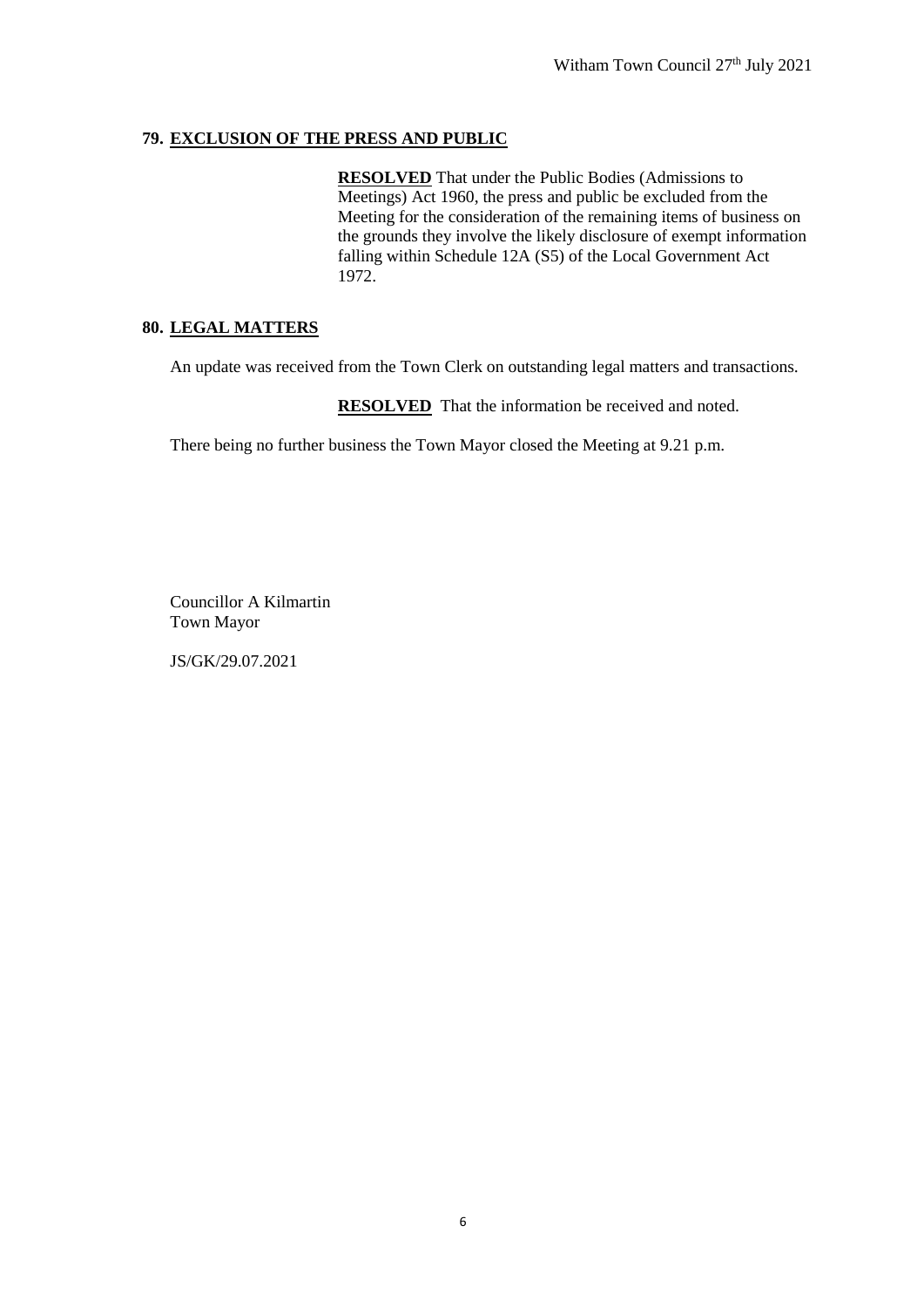## 79. EXCLUSION OF THE PRESS AND PUBLIC

**RESOLVED** That under the Public Bodies (Admissions to Meetings) Act 1960, the press and public be excluded from the Meeting for the consideration of the remaining items of business on the grounds they involve the likely disclosure of exempt information falling within Schedule 12A (S5) of the Local Government Act 1972.

## 80. LEGAL MATTERS

An update was received from the Town Clerk on outstanding legal matters and transactions.

**RESOLVED** That the information be received and noted.

There being no further business the Town Mayor closed the Meeting at 9.21 p.m.

Councillor A Kilmartin
Town Mayor

JS/GK/29.07.2021